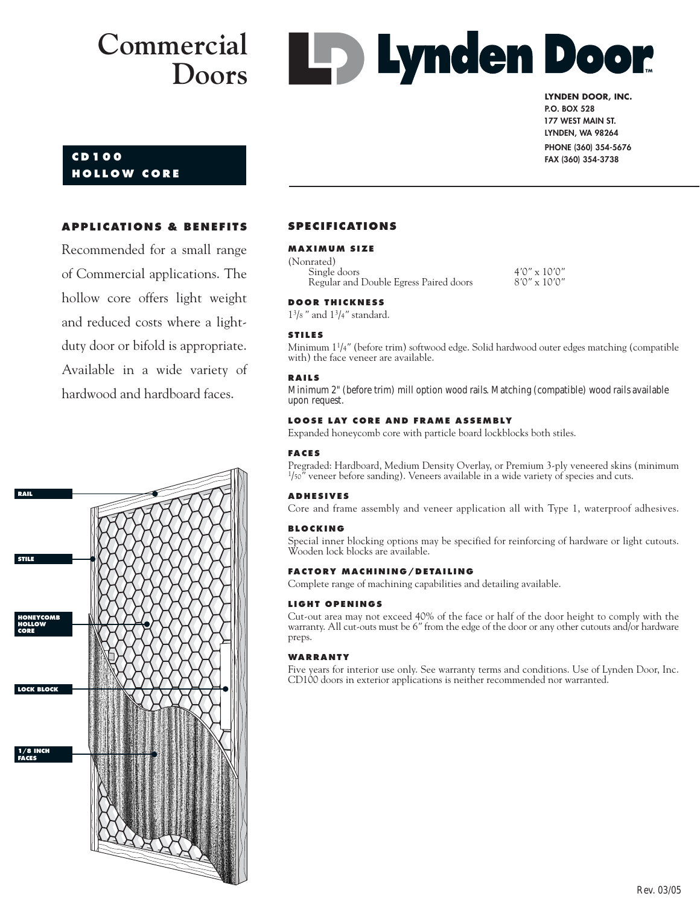# Commercial Doors

# Lynden Door

**LYNDEN DOOR, INC.**
**P.O. BOX 528**
**177 WEST MAIN ST.**
**LYNDEN, WA 98264**
**PHONE (360) 354-5676**
**FAX (360) 354-3738**

## CD100 HOLLOW CORE

### APPLICATIONS & BENEFITS

Recommended for a small range of Commercial applications. The hollow core offers light weight and reduced costs where a light-duty door or bifold is appropriate. Available in a wide variety of hardwood and hardboard faces.

RAIL

STILE

HONEYCOMB HOLLOW CORE

LOCK BLOCK

1/8 INCH FACES

### SPECIFICATIONS

#### MAXIMUM SIZE

(Nonrated)

| | |
|---|---|
| Single doors | 4′0″ x 10′0″ |
| Regular and Double Egress Paired doors | 8′0″ x 10′0″ |

#### DOOR THICKNESS

1 3/8″ and 1 3/4″ standard.

#### STILES

Minimum 1 1/4″ (before trim) softwood edge. Solid hardwood outer edges matching (compatible with) the face veneer are available.

#### RAILS

*Minimum 2" (before trim) mill option wood rails. Matching (compatible) wood rails available upon request.*

#### LOOSE LAY CORE AND FRAME ASSEMBLY

Expanded honeycomb core with particle board lockblocks both stiles.

#### FACES

Pregraded: Hardboard, Medium Density Overlay, or Premium 3-ply veneered skins (minimum 1/50″ veneer before sanding). Veneers available in a wide variety of species and cuts.

#### ADHESIVES

Core and frame assembly and veneer application all with Type 1, waterproof adhesives.

#### BLOCKING

Special inner blocking options may be specified for reinforcing of hardware or light cutouts. Wooden lock blocks are available.

#### FACTORY MACHINING/DETAILING

Complete range of machining capabilities and detailing available.

#### LIGHT OPENINGS

Cut-out area may not exceed 40% of the face or half of the door height to comply with the warranty. All cut-outs must be 6″ from the edge of the door or any other cutouts and/or hardware preps.

#### WARRANTY

Five years for interior use only. See warranty terms and conditions. Use of Lynden Door, Inc. CD100 doors in exterior applications is neither recommended nor warranted.

Rev. 03/05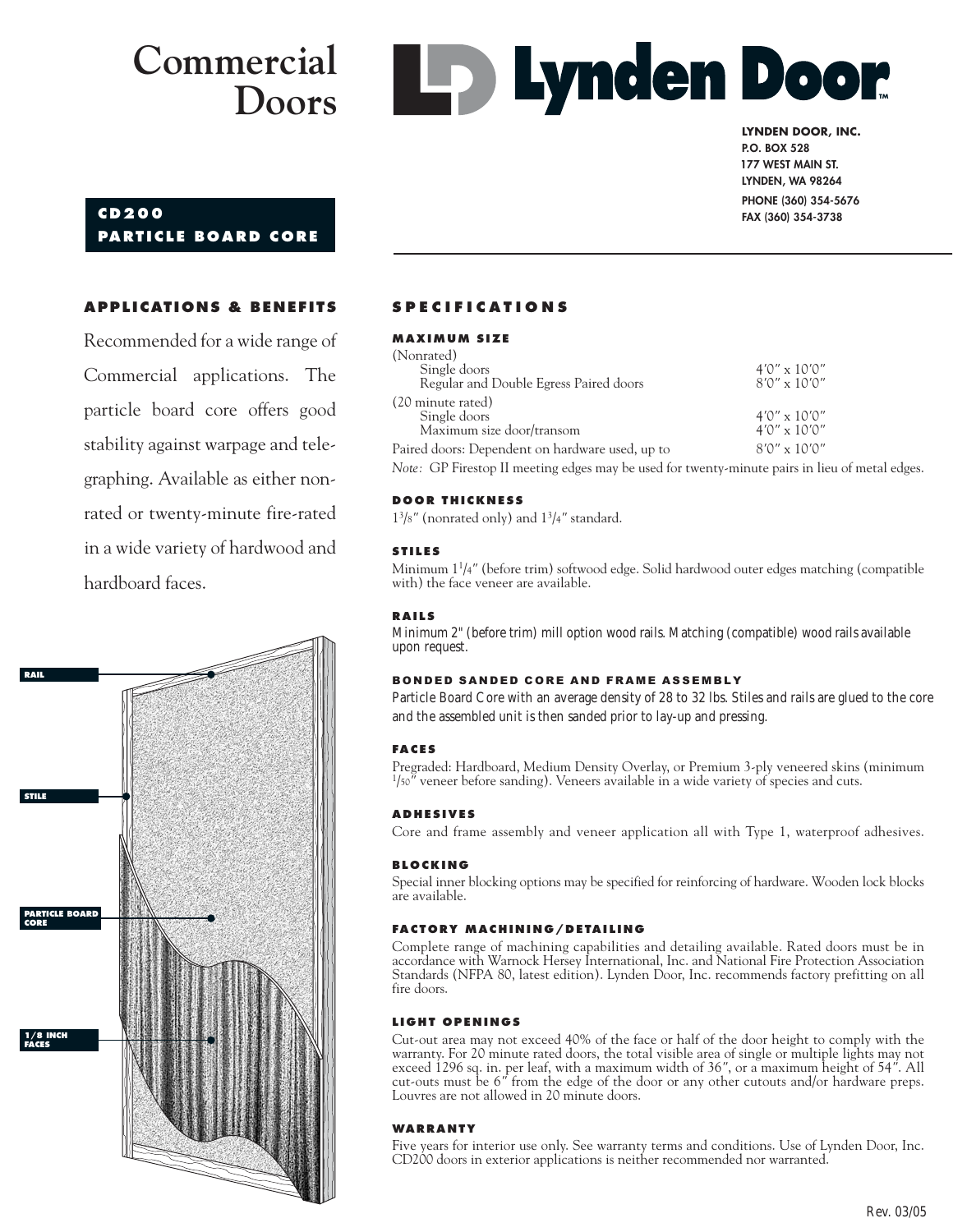# Commercial Doors

# Lynden Door

**LYNDEN DOOR, INC.**
**P.O. BOX 528**
**177 WEST MAIN ST.**
**LYNDEN, WA 98264**
**PHONE (360) 354-5676**
**FAX (360) 354-3738**

## CD200 PARTICLE BOARD CORE

### APPLICATIONS & BENEFITS

Recommended for a wide range of Commercial applications. The particle board core offers good stability against warpage and telegraphing. Available as either nonrated or twenty-minute fire-rated in a wide variety of hardwood and hardboard faces.

RAIL

STILE

PARTICLE BOARD CORE

1/8 INCH FACES

### SPECIFICATIONS

**MAXIMUM SIZE**

| | |
|---|---|
| (Nonrated) | |
| Single doors | 4′0″ x 10′0″ |
| Regular and Double Egress Paired doors | 8′0″ x 10′0″ |
| (20 minute rated) | |
| Single doors | 4′0″ x 10′0″ |
| Maximum size door/transom | 4′0″ x 10′0″ |
| Paired doors: Dependent on hardware used, up to | 8′0″ x 10′0″ |

*Note:* GP Firestop II meeting edges may be used for twenty-minute pairs in lieu of metal edges.

**DOOR THICKNESS**

1 3/8″ (nonrated only) and 1 3/4″ standard.

**STILES**

Minimum 1 1/4″ (before trim) softwood edge. Solid hardwood outer edges matching (compatible with) the face veneer are available.

**RAILS**

Minimum 2" (before trim) mill option wood rails. Matching (compatible) wood rails available upon request.

**BONDED SANDED CORE AND FRAME ASSEMBLY**

Particle Board Core with an average density of 28 to 32 lbs. Stiles and rails are glued to the core and the assembled unit is then sanded prior to lay-up and pressing.

**FACES**

Pregraded: Hardboard, Medium Density Overlay, or Premium 3-ply veneered skins (minimum 1/50″ veneer before sanding). Veneers available in a wide variety of species and cuts.

**ADHESIVES**

Core and frame assembly and veneer application all with Type 1, waterproof adhesives.

**BLOCKING**

Special inner blocking options may be specified for reinforcing of hardware. Wooden lock blocks are available.

**FACTORY MACHINING/DETAILING**

Complete range of machining capabilities and detailing available. Rated doors must be in accordance with Warnock Hersey International, Inc. and National Fire Protection Association Standards (NFPA 80, latest edition). Lynden Door, Inc. recommends factory prefitting on all fire doors.

**LIGHT OPENINGS**

Cut-out area may not exceed 40% of the face or half of the door height to comply with the warranty. For 20 minute rated doors, the total visible area of single or multiple lights may not exceed 1296 sq. in. per leaf, with a maximum width of 36″, or a maximum height of 54″. All cut-outs must be 6″ from the edge of the door or any other cutouts and/or hardware preps. Louvres are not allowed in 20 minute doors.

**WARRANTY**

Five years for interior use only. See warranty terms and conditions. Use of Lynden Door, Inc. CD200 doors in exterior applications is neither recommended nor warranted.

Rev. 03/05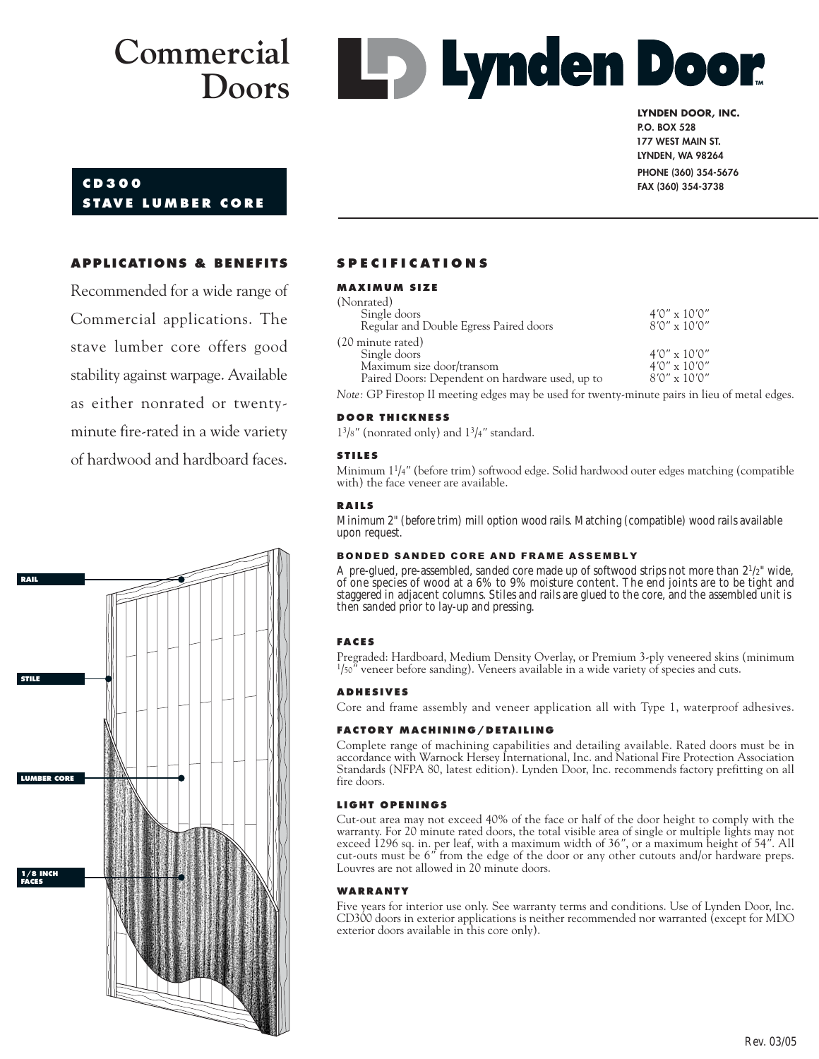# Commercial Doors

# Lynden Door

**LYNDEN DOOR, INC.**
**P.O. BOX 528**
**177 WEST MAIN ST.**
**LYNDEN, WA 98264**
**PHONE (360) 354-5676**
**FAX (360) 354-3738**

## CD300 STAVE LUMBER CORE

### APPLICATIONS & BENEFITS

Recommended for a wide range of Commercial applications. The stave lumber core offers good stability against warpage. Available as either nonrated or twenty-minute fire-rated in a wide variety of hardwood and hardboard faces.

RAIL

STILE

LUMBER CORE

1/8 INCH FACES

### SPECIFICATIONS

#### MAXIMUM SIZE

| | |
|---|---|
| (Nonrated) | |
| Single doors | 4'0" x 10'0" |
| Regular and Double Egress Paired doors | 8'0" x 10'0" |
| (20 minute rated) | |
| Single doors | 4'0" x 10'0" |
| Maximum size door/transom | 4'0" x 10'0" |
| Paired Doors: Dependent on hardware used, up to | 8'0" x 10'0" |

*Note:* GP Firestop II meeting edges may be used for twenty-minute pairs in lieu of metal edges.

#### DOOR THICKNESS

1 3/8" (nonrated only) and 1 3/4" standard.

#### STILES

Minimum 1 1/4" (before trim) softwood edge. Solid hardwood outer edges matching (compatible with) the face veneer are available.

#### RAILS

Minimum 2" (before trim) mill option wood rails. Matching (compatible) wood rails available upon request.

#### BONDED SANDED CORE AND FRAME ASSEMBLY

A pre-glued, pre-assembled, sanded core made up of softwood strips not more than 2 1/2" wide, of one species of wood at a 6% to 9% moisture content. The end joints are to be tight and staggered in adjacent columns. Stiles and rails are glued to the core, and the assembled unit is then sanded prior to lay-up and pressing.

#### FACES

Pregraded: Hardboard, Medium Density Overlay, or Premium 3-ply veneered skins (minimum 1/50" veneer before sanding). Veneers available in a wide variety of species and cuts.

#### ADHESIVES

Core and frame assembly and veneer application all with Type 1, waterproof adhesives.

#### FACTORY MACHINING/DETAILING

Complete range of machining capabilities and detailing available. Rated doors must be in accordance with Warnock Hersey International, Inc. and National Fire Protection Association Standards (NFPA 80, latest edition). Lynden Door, Inc. recommends factory prefitting on all fire doors.

#### LIGHT OPENINGS

Cut-out area may not exceed 40% of the face or half of the door height to comply with the warranty. For 20 minute rated doors, the total visible area of single or multiple lights may not exceed 1296 sq. in. per leaf, with a maximum width of 36", or a maximum height of 54". All cut-outs must be 6" from the edge of the door or any other cutouts and/or hardware preps. Louvres are not allowed in 20 minute doors.

#### WARRANTY

Five years for interior use only. See warranty terms and conditions. Use of Lynden Door, Inc. CD300 doors in exterior applications is neither recommended nor warranted (except for MDO exterior doors available in this core only).

Rev. 03/05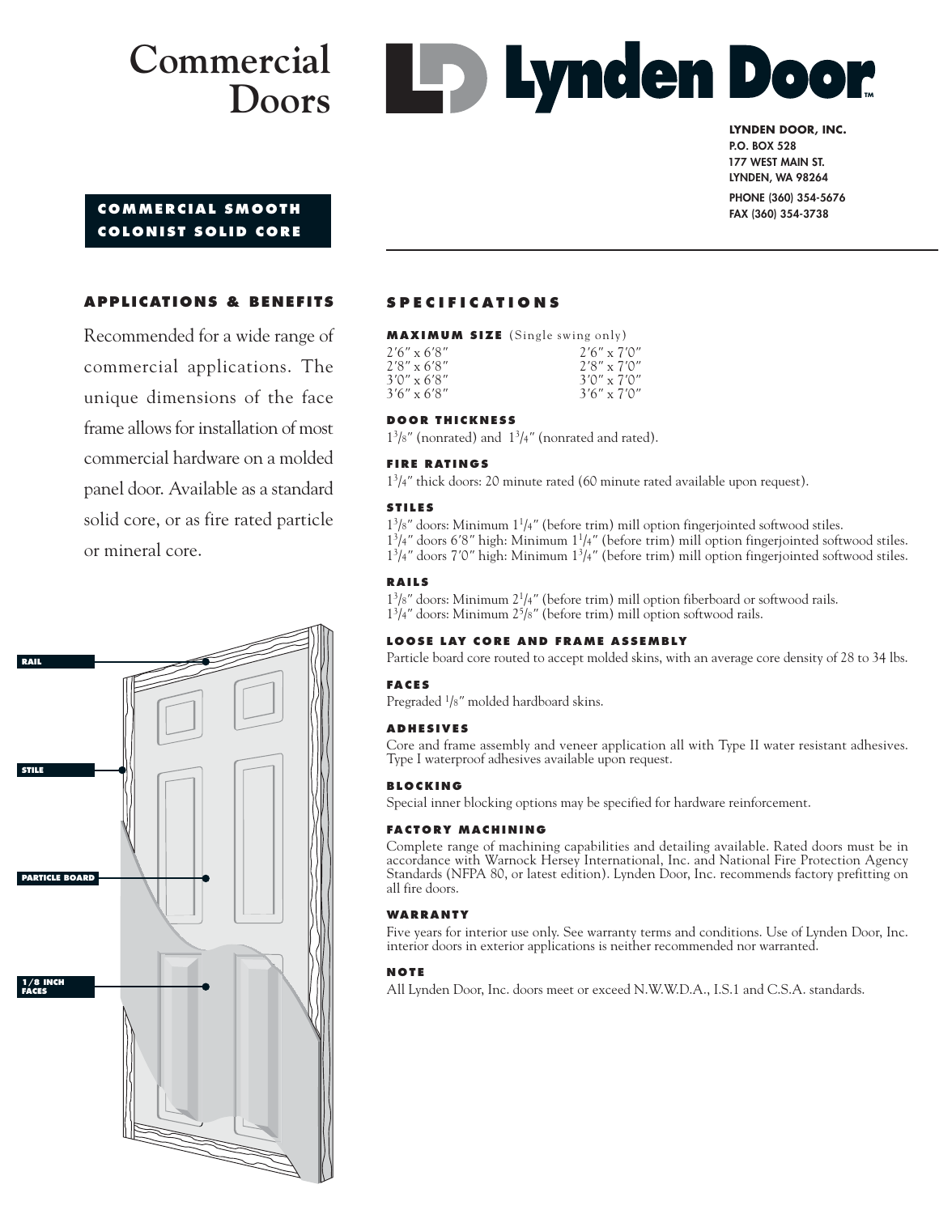# Commercial Doors

# Lynden Door

**LYNDEN DOOR, INC.**
**P.O. BOX 528**
**177 WEST MAIN ST.**
**LYNDEN, WA 98264**
**PHONE (360) 354-5676**
**FAX (360) 354-3738**

## COMMERCIAL SMOOTH COLONIST SOLID CORE

### APPLICATIONS & BENEFITS

Recommended for a wide range of commercial applications. The unique dimensions of the face frame allows for installation of most commercial hardware on a molded panel door. Available as a standard solid core, or as fire rated particle or mineral core.

RAIL

STILE

PARTICLE BOARD

1/8 INCH FACES

### SPECIFICATIONS

**MAXIMUM SIZE** (Single swing only)

| | |
|---|---|
| 2′6″ x 6′8″ | 2′6″ x 7′0″ |
| 2′8″ x 6′8″ | 2′8″ x 7′0″ |
| 3′0″ x 6′8″ | 3′0″ x 7′0″ |
| 3′6″ x 6′8″ | 3′6″ x 7′0″ |

**DOOR THICKNESS**

1 3/8″ (nonrated) and 1 3/4″ (nonrated and rated).

**FIRE RATINGS**

1 3/4″ thick doors: 20 minute rated (60 minute rated available upon request).

**STILES**

1 3/8″ doors: Minimum 1 1/4″ (before trim) mill option fingerjointed softwood stiles.
1 3/4″ doors 6′8″ high: Minimum 1 1/4″ (before trim) mill option fingerjointed softwood stiles.
1 3/4″ doors 7′0″ high: Minimum 1 3/4″ (before trim) mill option fingerjointed softwood stiles.

**RAILS**

1 3/8″ doors: Minimum 2 1/4″ (before trim) mill option fiberboard or softwood rails.
1 3/4″ doors: Minimum 2 5/8″ (before trim) mill option softwood rails.

**LOOSE LAY CORE AND FRAME ASSEMBLY**

Particle board core routed to accept molded skins, with an average core density of 28 to 34 lbs.

**FACES**

Pregraded 1/8″ molded hardboard skins.

**ADHESIVES**

Core and frame assembly and veneer application all with Type II water resistant adhesives. Type I waterproof adhesives available upon request.

**BLOCKING**

Special inner blocking options may be specified for hardware reinforcement.

**FACTORY MACHINING**

Complete range of machining capabilities and detailing available. Rated doors must be in accordance with Warnock Hersey International, Inc. and National Fire Protection Agency Standards (NFPA 80, or latest edition). Lynden Door, Inc. recommends factory prefitting on all fire doors.

**WARRANTY**

Five years for interior use only. See warranty terms and conditions. Use of Lynden Door, Inc. interior doors in exterior applications is neither recommended nor warranted.

**NOTE**

All Lynden Door, Inc. doors meet or exceed N.W.W.D.A., I.S.1 and C.S.A. standards.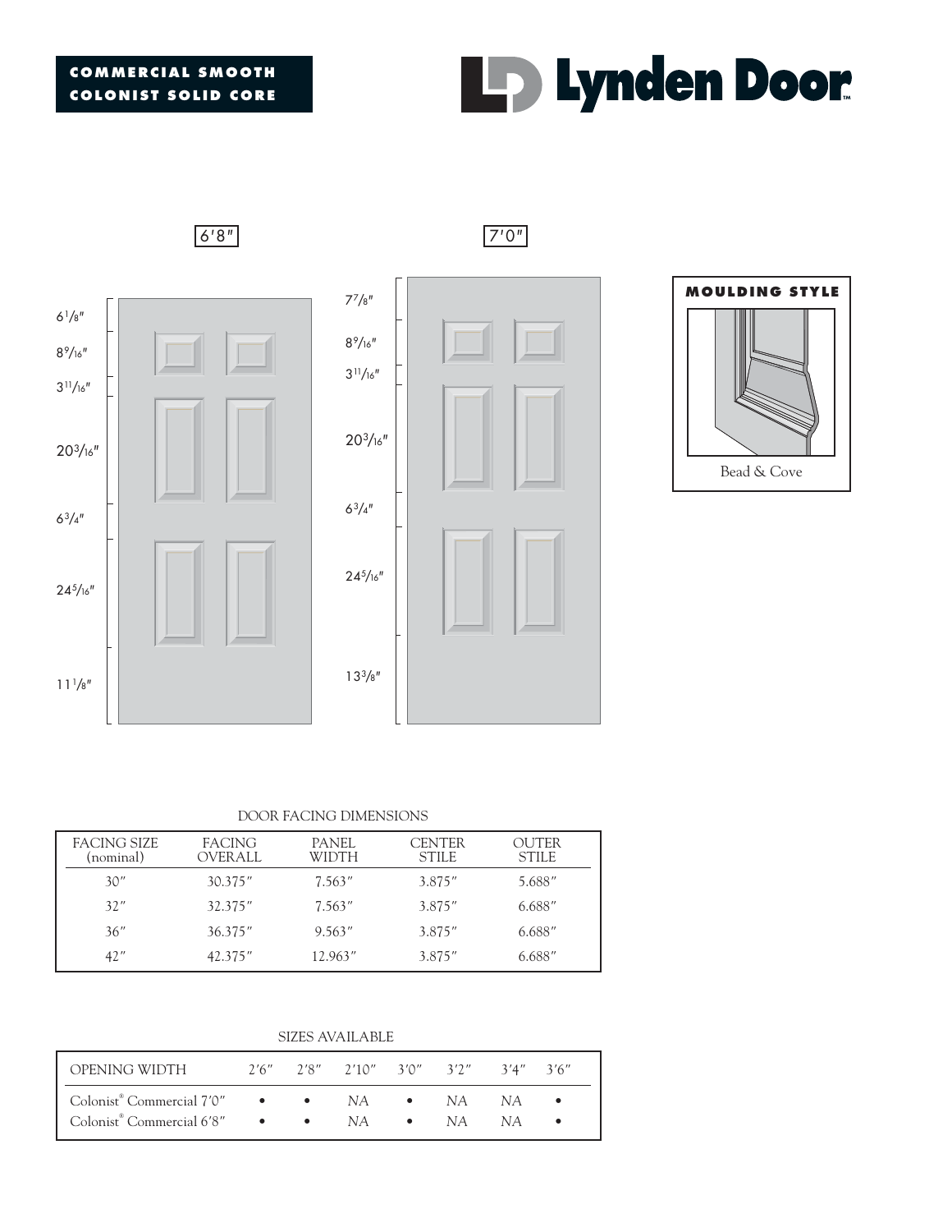**COMMERCIAL SMOOTH COLONIST SOLID CORE**

# Lynden Door

6′8″

6 1/8″
8 9/16″
3 11/16″
20 3/16″
6 3/4″
24 5/16″
11 1/8″

7′0″

7 7/8″
8 9/16″
3 11/16″
20 3/16″
6 3/4″
24 5/16″
13 3/8″

**MOULDING STYLE**

Bead & Cove

DOOR FACING DIMENSIONS

| FACING SIZE (nominal) | FACING OVERALL | PANEL WIDTH | CENTER STILE | OUTER STILE |
|---|---|---|---|---|
| 30″ | 30.375″ | 7.563″ | 3.875″ | 5.688″ |
| 32″ | 32.375″ | 7.563″ | 3.875″ | 6.688″ |
| 36″ | 36.375″ | 9.563″ | 3.875″ | 6.688″ |
| 42″ | 42.375″ | 12.963″ | 3.875″ | 6.688″ |

SIZES AVAILABLE

| OPENING WIDTH | 2′6″ | 2′8″ | 2′10″ | 3′0″ | 3′2″ | 3′4″ | 3′6″ |
|---|---|---|---|---|---|---|---|
| Colonist® Commercial 7′0″ | • | • | NA | • | NA | NA | • |
| Colonist® Commercial 6′8″ | • | • | NA | • | NA | NA | • |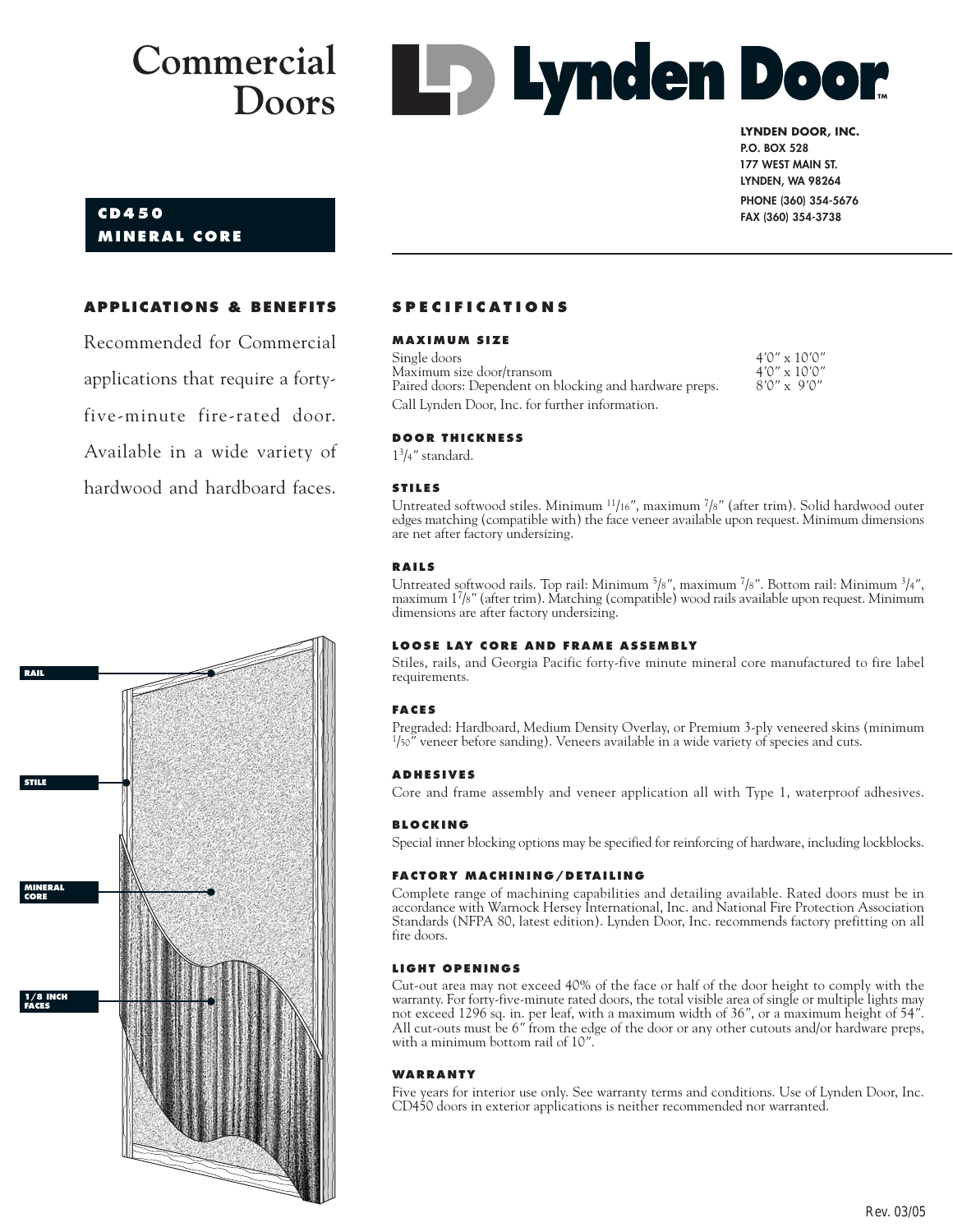# Commercial Doors

**Lynden Door**™

**LYNDEN DOOR, INC.**
**P.O. BOX 528**
**177 WEST MAIN ST.**
**LYNDEN, WA 98264**
**PHONE (360) 354-5676**
**FAX (360) 354-3738**

## CD450 MINERAL CORE

### APPLICATIONS & BENEFITS

Recommended for Commercial applications that require a forty-five-minute fire-rated door. Available in a wide variety of hardwood and hardboard faces.

RAIL

STILE

MINERAL CORE

1/8 INCH FACES

### SPECIFICATIONS

#### MAXIMUM SIZE

| | |
|---|---|
| Single doors | 4′0″ x 10′0″ |
| Maximum size door/transom | 4′0″ x 10′0″ |
| Paired doors: Dependent on blocking and hardware preps. | 8′0″ x 9′0″ |

Call Lynden Door, Inc. for further information.

#### DOOR THICKNESS

1 3/4″ standard.

#### STILES

Untreated softwood stiles. Minimum 11/16″, maximum 7/8″ (after trim). Solid hardwood outer edges matching (compatible with) the face veneer available upon request. Minimum dimensions are net after factory undersizing.

#### RAILS

Untreated softwood rails. Top rail: Minimum 5/8″, maximum 7/8″. Bottom rail: Minimum 3/4″, maximum 1 7/8″ (after trim). Matching (compatible) wood rails available upon request. Minimum dimensions are after factory undersizing.

#### LOOSE LAY CORE AND FRAME ASSEMBLY

Stiles, rails, and Georgia Pacific forty-five minute mineral core manufactured to fire label requirements.

#### FACES

Pregraded: Hardboard, Medium Density Overlay, or Premium 3-ply veneered skins (minimum 1/50″ veneer before sanding). Veneers available in a wide variety of species and cuts.

#### ADHESIVES

Core and frame assembly and veneer application all with Type 1, waterproof adhesives.

#### BLOCKING

Special inner blocking options may be specified for reinforcing of hardware, including lockblocks.

#### FACTORY MACHINING/DETAILING

Complete range of machining capabilities and detailing available. Rated doors must be in accordance with Warnock Hersey International, Inc. and National Fire Protection Association Standards (NFPA 80, latest edition). Lynden Door, Inc. recommends factory prefitting on all fire doors.

#### LIGHT OPENINGS

Cut-out area may not exceed 40% of the face or half of the door height to comply with the warranty. For forty-five-minute rated doors, the total visible area of single or multiple lights may not exceed 1296 sq. in. per leaf, with a maximum width of 36″, or a maximum height of 54″. All cut-outs must be 6″ from the edge of the door or any other cutouts and/or hardware preps, with a minimum bottom rail of 10″.

#### WARRANTY

Five years for interior use only. See warranty terms and conditions. Use of Lynden Door, Inc. CD450 doors in exterior applications is neither recommended nor warranted.

Rev. 03/05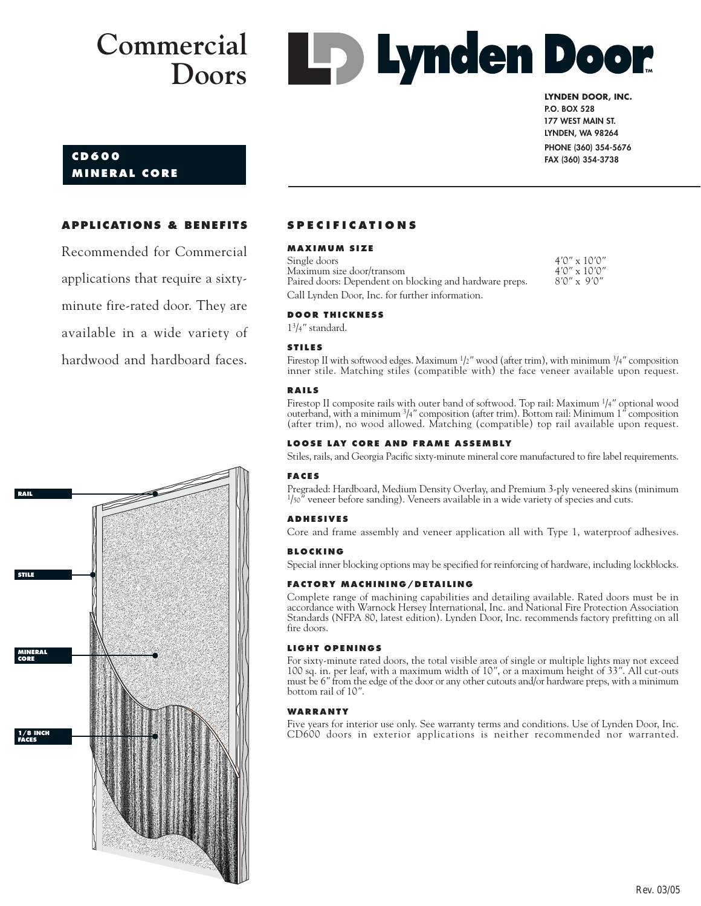# Commercial Doors

**Lynden Door**

**LYNDEN DOOR, INC.**
**P.O. BOX 528**
**177 WEST MAIN ST.**
**LYNDEN, WA 98264**
**PHONE (360) 354-5676**
**FAX (360) 354-3738**

## CD600 MINERAL CORE

## APPLICATIONS & BENEFITS

Recommended for Commercial applications that require a sixty-minute fire-rated door. They are available in a wide variety of hardwood and hardboard faces.

RAIL

STILE

MINERAL CORE

1/8 INCH FACES

## SPECIFICATIONS

### MAXIMUM SIZE

| | |
|---|---|
| Single doors | 4′0″ x 10′0″ |
| Maximum size door/transom | 4′0″ x 10′0″ |
| Paired doors: Dependent on blocking and hardware preps. | 8′0″ x 9′0″ |

Call Lynden Door, Inc. for further information.

### DOOR THICKNESS

1 3/4″ standard.

### STILES

Firestop II with softwood edges. Maximum 1/2″ wood (after trim), with minimum 3/4″ composition inner stile. Matching stiles (compatible with) the face veneer available upon request.

### RAILS

Firestop II composite rails with outer band of softwood. Top rail: Maximum 1/4″ optional wood outerband, with a minimum 3/4″ composition (after trim). Bottom rail: Minimum 1″ composition (after trim), no wood allowed. Matching (compatible) top rail available upon request.

### LOOSE LAY CORE AND FRAME ASSEMBLY

Stiles, rails, and Georgia Pacific sixty-minute mineral core manufactured to fire label requirements.

### FACES

Pregraded: Hardboard, Medium Density Overlay, and Premium 3-ply veneered skins (minimum 1/50″ veneer before sanding). Veneers available in a wide variety of species and cuts.

### ADHESIVES

Core and frame assembly and veneer application all with Type 1, waterproof adhesives.

### BLOCKING

Special inner blocking options may be specified for reinforcing of hardware, including lockblocks.

### FACTORY MACHINING/DETAILING

Complete range of machining capabilities and detailing available. Rated doors must be in accordance with Warnock Hersey International, Inc. and National Fire Protection Association Standards (NFPA 80, latest edition). Lynden Door, Inc. recommends factory prefitting on all fire doors.

### LIGHT OPENINGS

For sixty-minute rated doors, the total visible area of single or multiple lights may not exceed 100 sq. in. per leaf, with a maximum width of 10″, or a maximum height of 33″. All cut-outs must be 6″ from the edge of the door or any other cutouts and/or hardware preps, with a minimum bottom rail of 10″.

### WARRANTY

Five years for interior use only. See warranty terms and conditions. Use of Lynden Door, Inc. CD600 doors in exterior applications is neither recommended nor warranted.

Rev. 03/05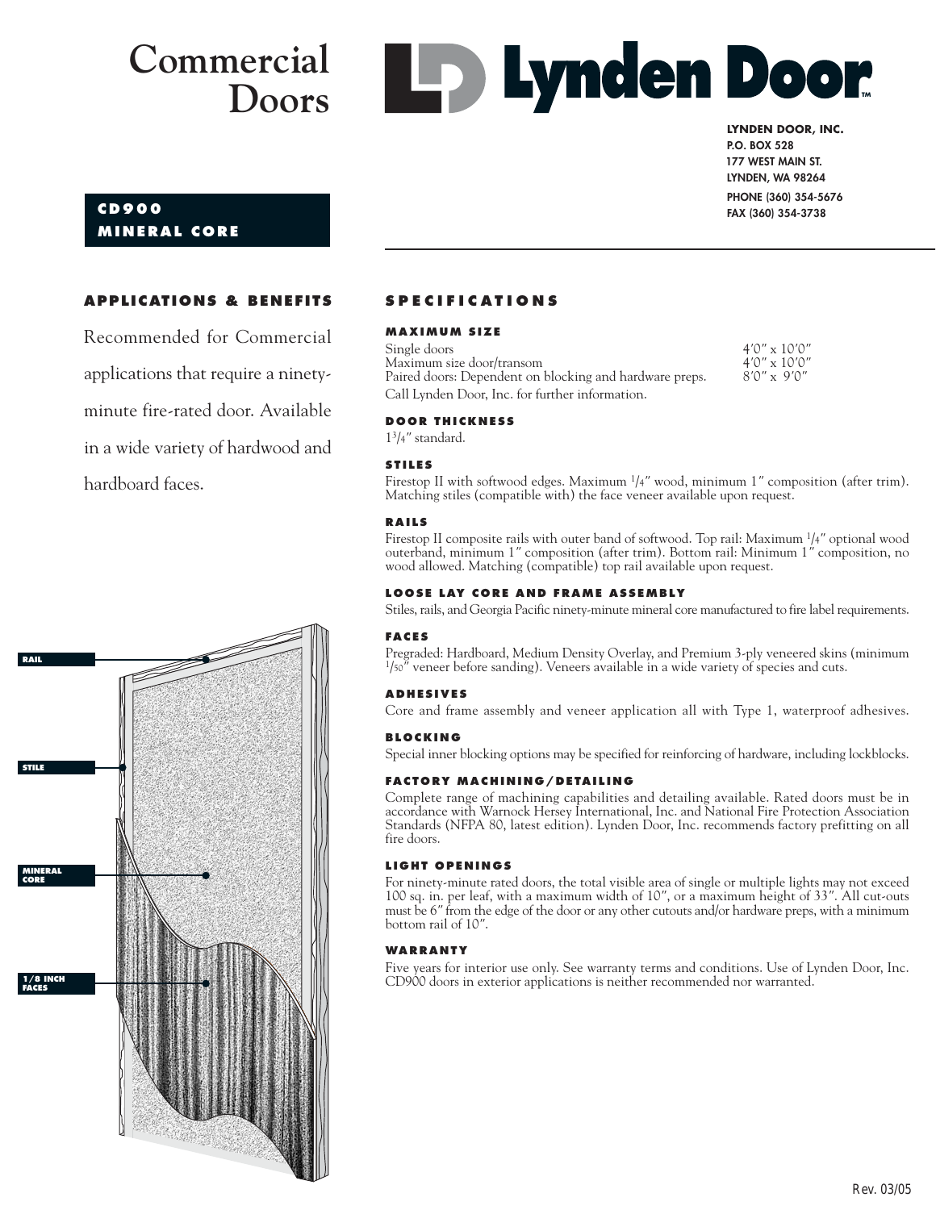# Commercial Doors

**Lynden Door™**

**LYNDEN DOOR, INC.**
**P.O. BOX 528**
**177 WEST MAIN ST.**
**LYNDEN, WA 98264**
**PHONE (360) 354-5676**
**FAX (360) 354-3738**

## CD900 MINERAL CORE

### APPLICATIONS & BENEFITS

Recommended for Commercial applications that require a ninety-minute fire-rated door. Available in a wide variety of hardwood and hardboard faces.

RAIL

STILE

MINERAL CORE

1/8 INCH FACES

### SPECIFICATIONS

#### MAXIMUM SIZE

| | |
|---|---|
| Single doors | 4'0" x 10'0" |
| Maximum size door/transom | 4'0" x 10'0" |
| Paired doors: Dependent on blocking and hardware preps. | 8'0" x 9'0" |

Call Lynden Door, Inc. for further information.

#### DOOR THICKNESS

1 3/4" standard.

#### STILES

Firestop II with softwood edges. Maximum 1/4" wood, minimum 1" composition (after trim). Matching stiles (compatible with) the face veneer available upon request.

#### RAILS

Firestop II composite rails with outer band of softwood. Top rail: Maximum 1/4" optional wood outerband, minimum 1" composition (after trim). Bottom rail: Minimum 1" composition, no wood allowed. Matching (compatible) top rail available upon request.

#### LOOSE LAY CORE AND FRAME ASSEMBLY

Stiles, rails, and Georgia Pacific ninety-minute mineral core manufactured to fire label requirements.

#### FACES

Pregraded: Hardboard, Medium Density Overlay, and Premium 3-ply veneered skins (minimum 1/50" veneer before sanding). Veneers available in a wide variety of species and cuts.

#### ADHESIVES

Core and frame assembly and veneer application all with Type 1, waterproof adhesives.

#### BLOCKING

Special inner blocking options may be specified for reinforcing of hardware, including lockblocks.

#### FACTORY MACHINING/DETAILING

Complete range of machining capabilities and detailing available. Rated doors must be in accordance with Warnock Hersey International, Inc. and National Fire Protection Association Standards (NFPA 80, latest edition). Lynden Door, Inc. recommends factory prefitting on all fire doors.

#### LIGHT OPENINGS

For ninety-minute rated doors, the total visible area of single or multiple lights may not exceed 100 sq. in. per leaf, with a maximum width of 10", or a maximum height of 33". All cut-outs must be 6" from the edge of the door or any other cutouts and/or hardware preps, with a minimum bottom rail of 10".

#### WARRANTY

Five years for interior use only. See warranty terms and conditions. Use of Lynden Door, Inc. CD900 doors in exterior applications is neither recommended nor warranted.

Rev. 03/05